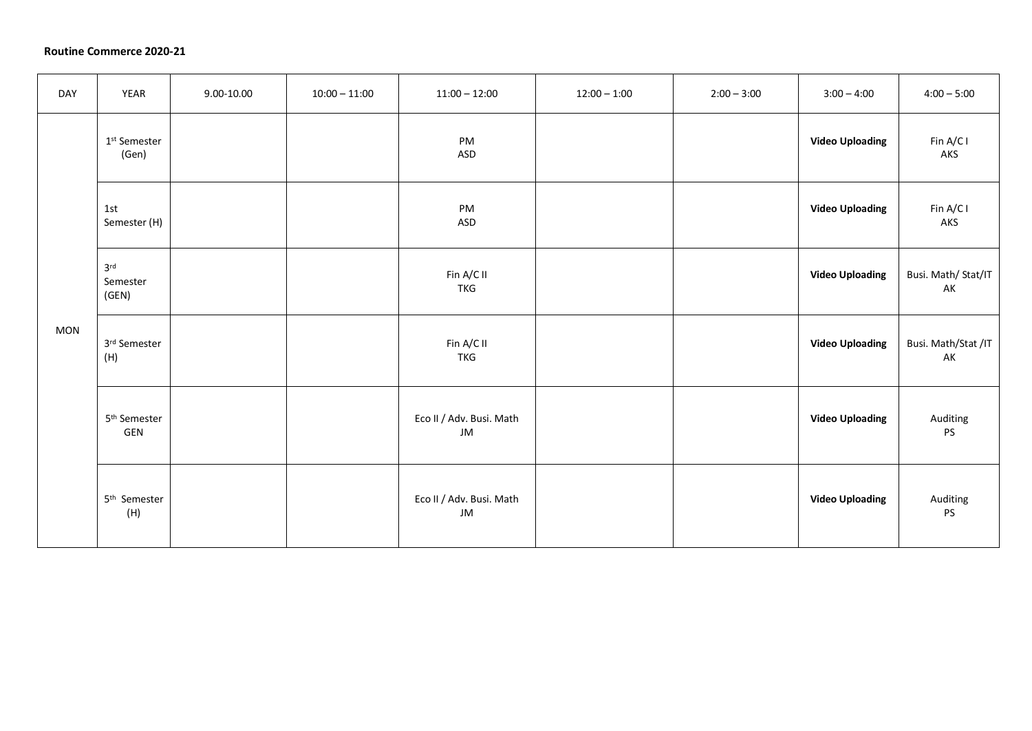**Routine Commerce 2020-21**

| DAY | YEAR | 9.00-10.00 | 10:00 – 11:00 | 11:00 – 12:00 | 12:00 – 1:00 | 2:00 – 3:00 | 3:00 – 4:00 | 4:00 – 5:00 |
|---|---|---|---|---|---|---|---|---|
| MON | 1st Semester (Gen) | | | PM ASD | | | **Video Uploading** | Fin A/C I AKS |
| | 1st Semester (H) | | | PM ASD | | | **Video Uploading** | Fin A/C I AKS |
| | 3rd Semester (GEN) | | | Fin A/C II TKG | | | **Video Uploading** | Busi. Math/ Stat/IT AK |
| | 3rd Semester (H) | | | Fin A/C II TKG | | | **Video Uploading** | Busi. Math/Stat /IT AK |
| | 5th Semester GEN | | | Eco II / Adv. Busi. Math JM | | | **Video Uploading** | Auditing PS |
| | 5th Semester (H) | | | Eco II / Adv. Busi. Math JM | | | **Video Uploading** | Auditing PS |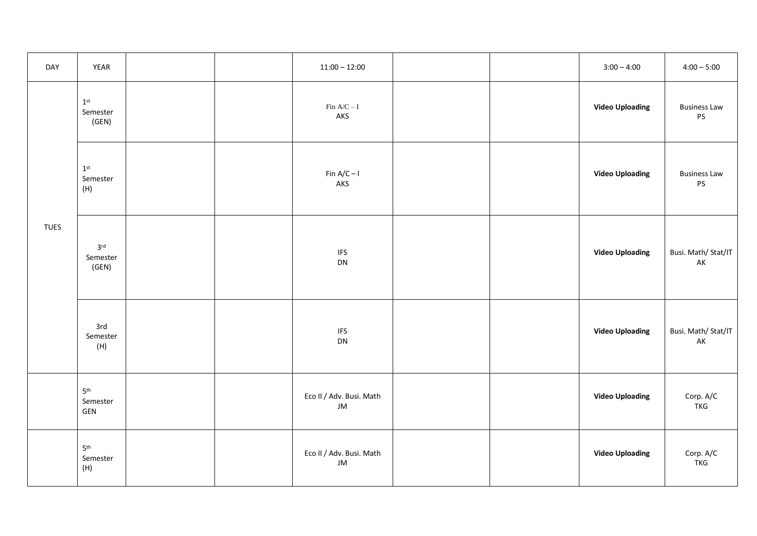| DAY | YEAR | | | 11:00 – 12:00 | | | 3:00 – 4:00 | 4:00 – 5:00 |
|---|---|---|---|---|---|---|---|---|
| TUES | 1st Semester (GEN) | | | Fin A/C – I AKS | | | **Video Uploading** | Business Law PS |
| | 1st Semester (H) | | | Fin A/C – I AKS | | | **Video Uploading** | Business Law PS |
| | 3rd Semester (GEN) | | | IFS DN | | | **Video Uploading** | Busi. Math/ Stat/IT AK |
| | 3rd Semester (H) | | | IFS DN | | | **Video Uploading** | Busi. Math/ Stat/IT AK |
| | 5th Semester GEN | | | Eco II / Adv. Busi. Math JM | | | **Video Uploading** | Corp. A/C TKG |
| | 5th Semester (H) | | | Eco II / Adv. Busi. Math JM | | | **Video Uploading** | Corp. A/C TKG |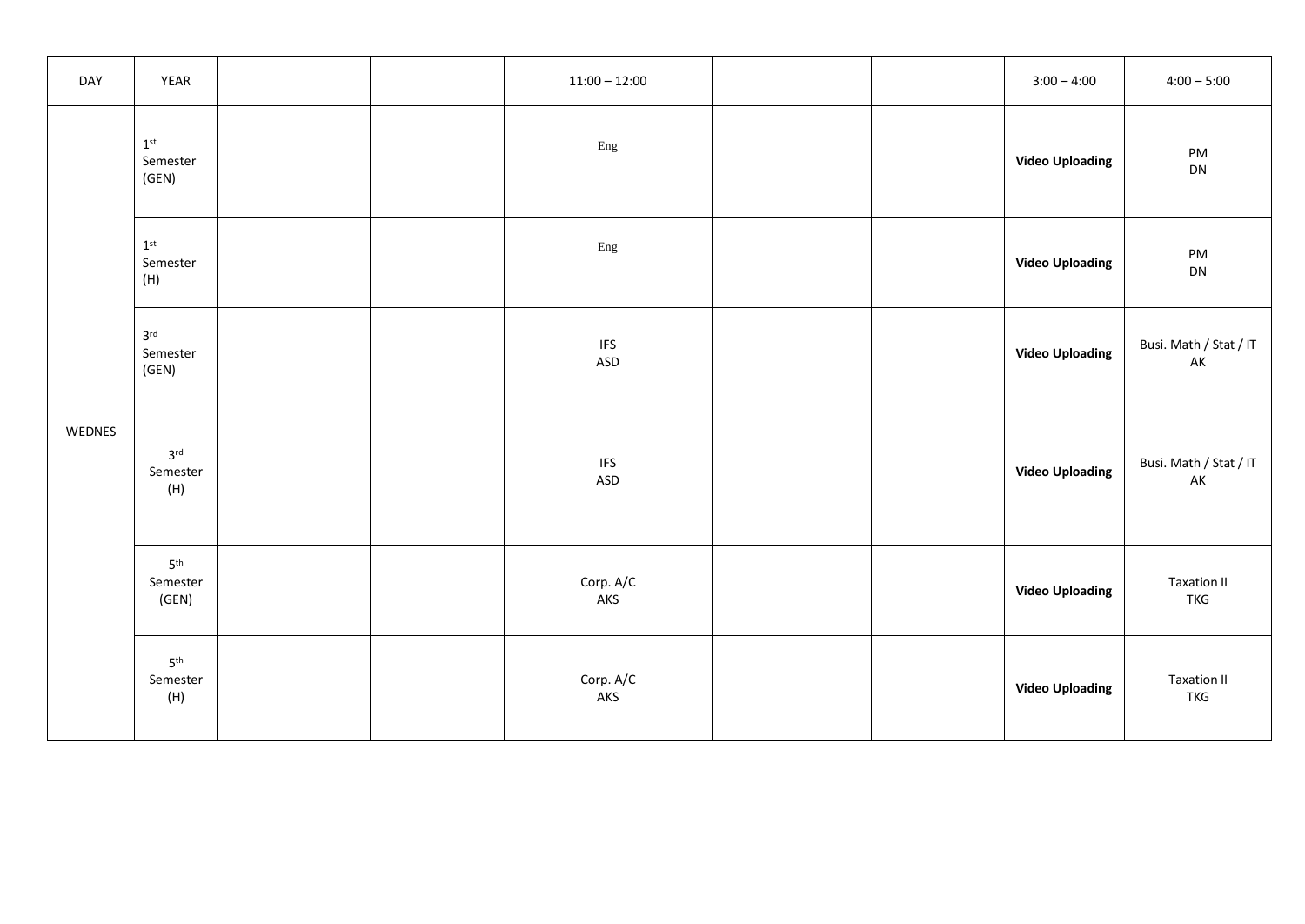| DAY | YEAR | | | 11:00 – 12:00 | | | 3:00 – 4:00 | 4:00 – 5:00 |
|---|---|---|---|---|---|---|---|---|
| WEDNES | 1st Semester (GEN) | | | Eng | | | **Video Uploading** | PM DN |
| | 1st Semester (H) | | | Eng | | | **Video Uploading** | PM DN |
| | 3rd Semester (GEN) | | | IFS ASD | | | **Video Uploading** | Busi. Math / Stat / IT AK |
| | 3rd Semester (H) | | | IFS ASD | | | **Video Uploading** | Busi. Math / Stat / IT AK |
| | 5th Semester (GEN) | | | Corp. A/C AKS | | | **Video Uploading** | Taxation II TKG |
| | 5th Semester (H) | | | Corp. A/C AKS | | | **Video Uploading** | Taxation II TKG |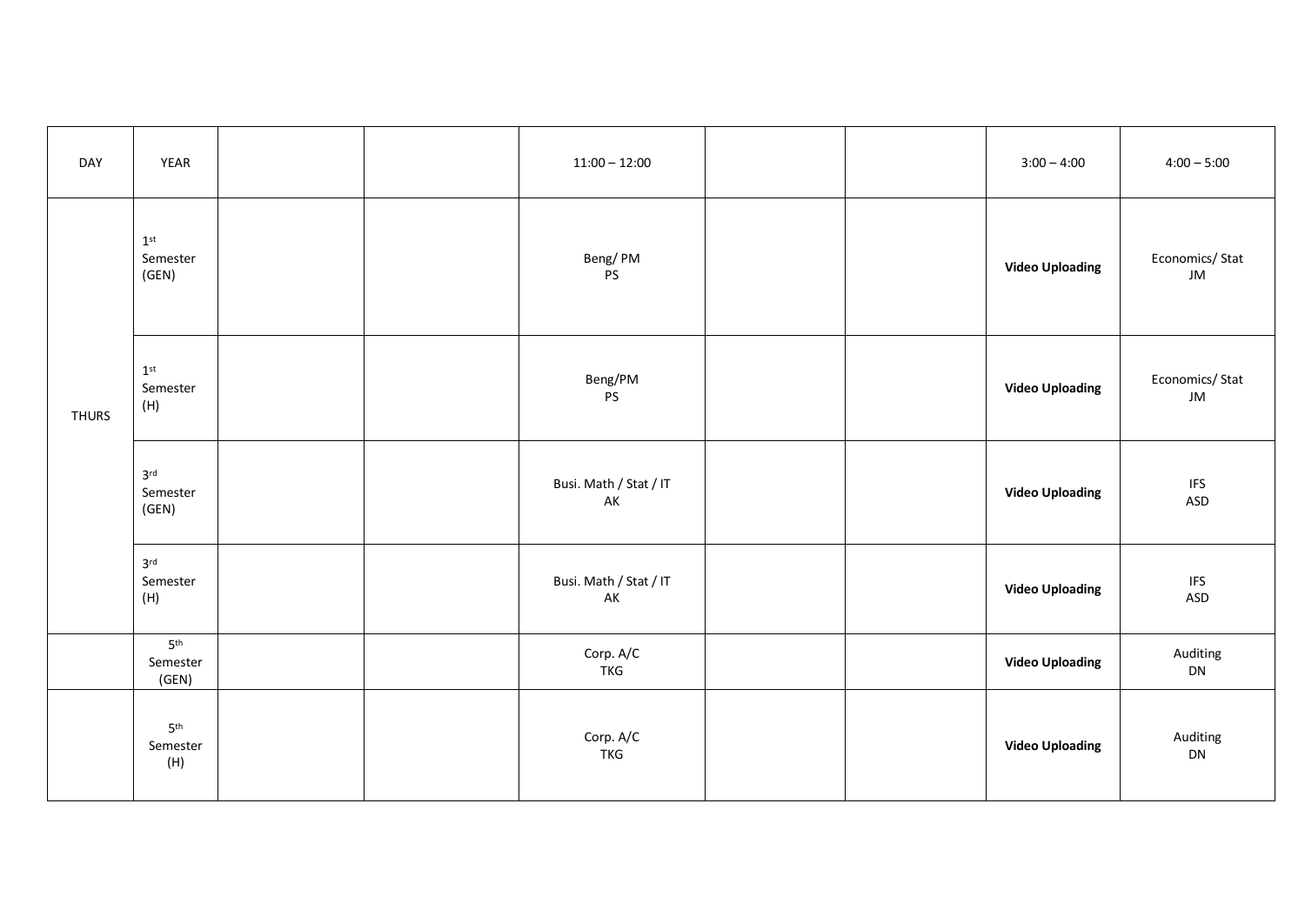| DAY | YEAR | | | 11:00 – 12:00 | | | 3:00 – 4:00 | 4:00 – 5:00 |
|---|---|---|---|---|---|---|---|---|
| THURS | 1st Semester (GEN) | | | Beng/ PM PS | | | **Video Uploading** | Economics/ Stat JM |
| | 1st Semester (H) | | | Beng/PM PS | | | **Video Uploading** | Economics/ Stat JM |
| | 3rd Semester (GEN) | | | Busi. Math / Stat / IT AK | | | **Video Uploading** | IFS ASD |
| | 3rd Semester (H) | | | Busi. Math / Stat / IT AK | | | **Video Uploading** | IFS ASD |
| | 5th Semester (GEN) | | | Corp. A/C TKG | | | **Video Uploading** | Auditing DN |
| | 5th Semester (H) | | | Corp. A/C TKG | | | **Video Uploading** | Auditing DN |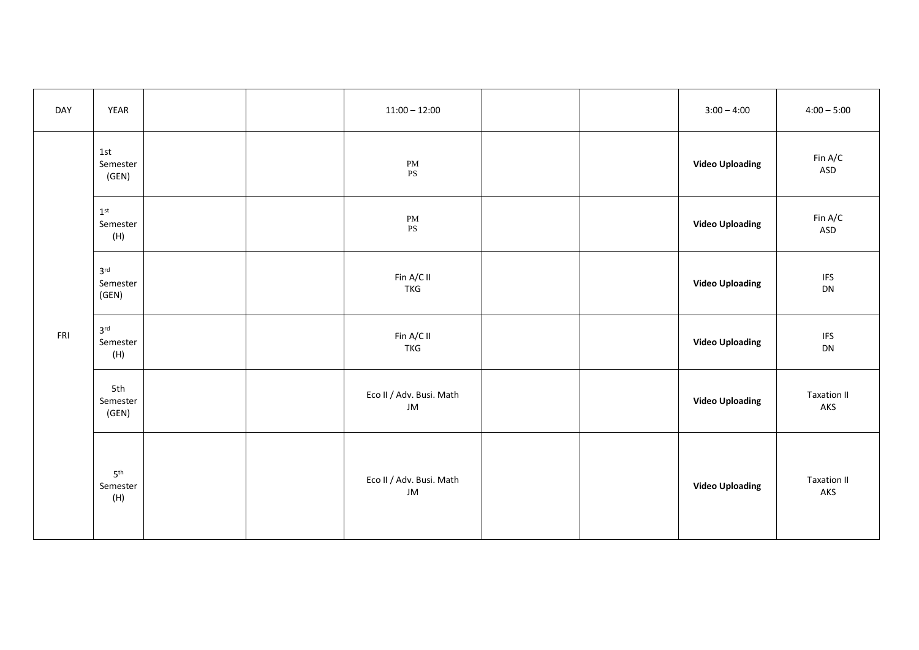| DAY | YEAR | | | 11:00 – 12:00 | | | 3:00 – 4:00 | 4:00 – 5:00 |
|---|---|---|---|---|---|---|---|---|
| FRI | 1st Semester (GEN) | | | PM PS | | | **Video Uploading** | Fin A/C ASD |
| | 1st Semester (H) | | | PM PS | | | **Video Uploading** | Fin A/C ASD |
| | 3rd Semester (GEN) | | | Fin A/C II TKG | | | **Video Uploading** | IFS DN |
| | 3rd Semester (H) | | | Fin A/C II TKG | | | **Video Uploading** | IFS DN |
| | 5th Semester (GEN) | | | Eco II / Adv. Busi. Math JM | | | **Video Uploading** | Taxation II AKS |
| | 5th Semester (H) | | | Eco II / Adv. Busi. Math JM | | | **Video Uploading** | Taxation II AKS |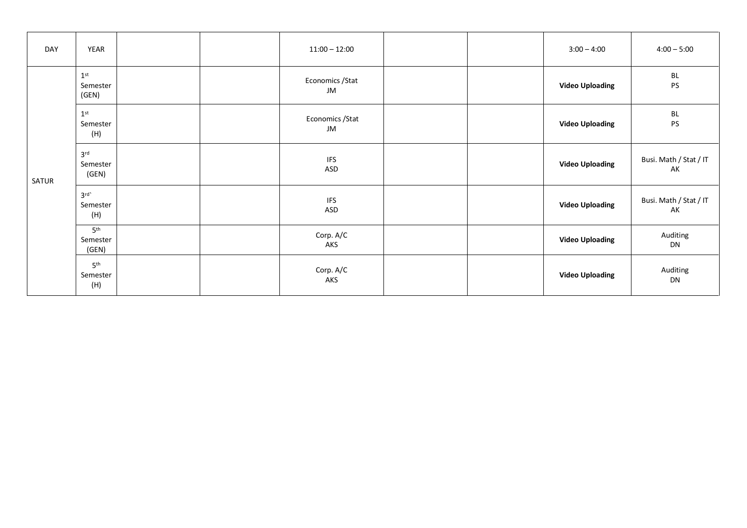| DAY | YEAR | | | 11:00 – 12:00 | | | 3:00 – 4:00 | 4:00 – 5:00 |
|---|---|---|---|---|---|---|---|---|
| SATUR | 1st Semester (GEN) | | | Economics /Stat JM | | | **Video Uploading** | BL PS |
| | 1st Semester (H) | | | Economics /Stat JM | | | **Video Uploading** | BL PS |
| | 3rd Semester (GEN) | | | IFS ASD | | | **Video Uploading** | Busi. Math / Stat / IT AK |
| | 3rd` Semester (H) | | | IFS ASD | | | **Video Uploading** | Busi. Math / Stat / IT AK |
| | 5th Semester (GEN) | | | Corp. A/C AKS | | | **Video Uploading** | Auditing DN |
| | 5th Semester (H) | | | Corp. A/C AKS | | | **Video Uploading** | Auditing DN |